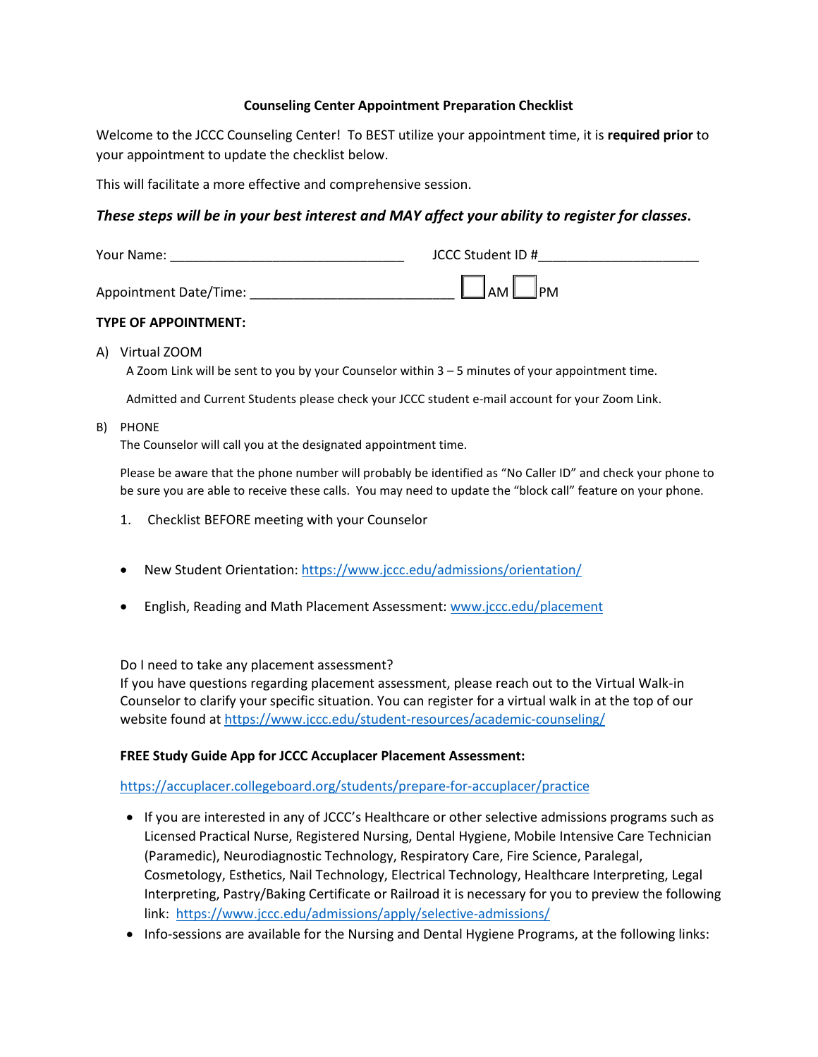**Counseling Center Appointment Preparation Checklist**

Welcome to the JCCC Counseling Center! To BEST utilize your appointment time, it is **required prior** to your appointment to update the checklist below.

This will facilitate a more effective and comprehensive session.

***These steps will be in your best interest and MAY affect your ability to register for classes.***

Your Name: ________________________________ JCCC Student ID #______________________

Appointment Date/Time: ____________________________ ☐ AM ☐ PM

**TYPE OF APPOINTMENT:**

A) Virtual ZOOM

A Zoom Link will be sent to you by your Counselor within 3 – 5 minutes of your appointment time.

Admitted and Current Students please check your JCCC student e-mail account for your Zoom Link.

B) PHONE

The Counselor will call you at the designated appointment time.

Please be aware that the phone number will probably be identified as "No Caller ID" and check your phone to be sure you are able to receive these calls. You may need to update the "block call" feature on your phone.

1. Checklist BEFORE meeting with your Counselor

- New Student Orientation: https://www.jccc.edu/admissions/orientation/
- English, Reading and Math Placement Assessment: www.jccc.edu/placement

Do I need to take any placement assessment?
If you have questions regarding placement assessment, please reach out to the Virtual Walk-in Counselor to clarify your specific situation. You can register for a virtual walk in at the top of our website found at https://www.jccc.edu/student-resources/academic-counseling/

**FREE Study Guide App for JCCC Accuplacer Placement Assessment:**

https://accuplacer.collegeboard.org/students/prepare-for-accuplacer/practice

- If you are interested in any of JCCC's Healthcare or other selective admissions programs such as Licensed Practical Nurse, Registered Nursing, Dental Hygiene, Mobile Intensive Care Technician (Paramedic), Neurodiagnostic Technology, Respiratory Care, Fire Science, Paralegal, Cosmetology, Esthetics, Nail Technology, Electrical Technology, Healthcare Interpreting, Legal Interpreting, Pastry/Baking Certificate or Railroad it is necessary for you to preview the following link: https://www.jccc.edu/admissions/apply/selective-admissions/
- Info-sessions are available for the Nursing and Dental Hygiene Programs, at the following links: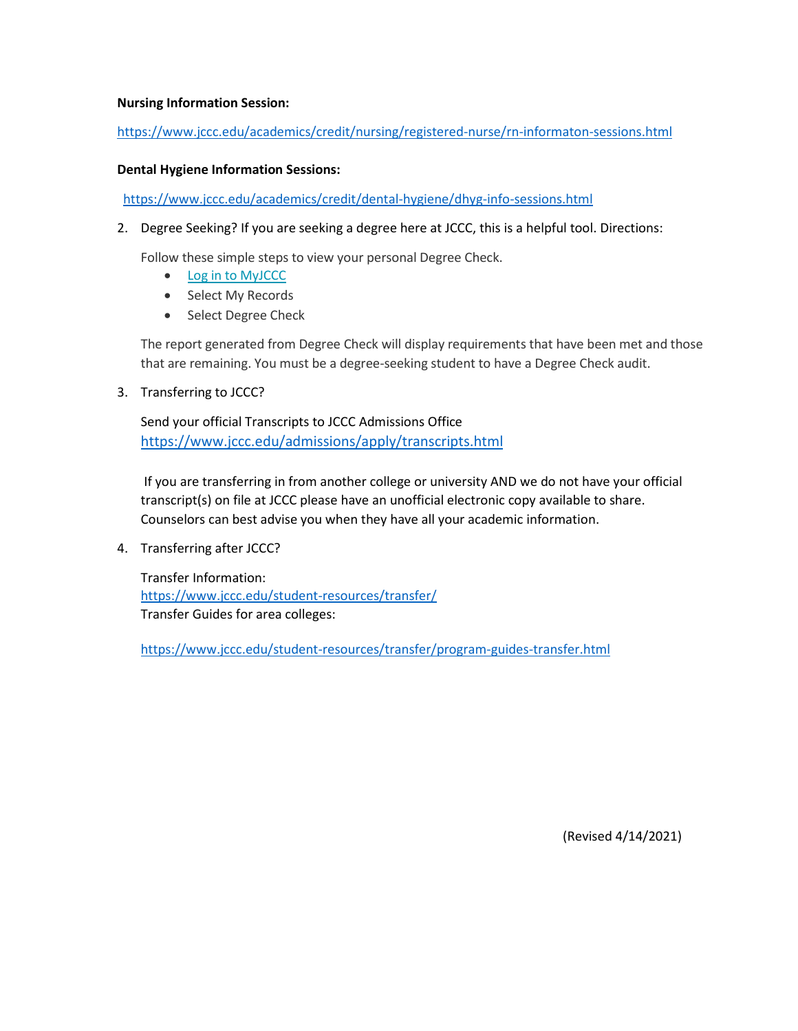**Nursing Information Session:**

https://www.jccc.edu/academics/credit/nursing/registered-nurse/rn-informaton-sessions.html

**Dental Hygiene Information Sessions:**

https://www.jccc.edu/academics/credit/dental-hygiene/dhyg-info-sessions.html

2. Degree Seeking? If you are seeking a degree here at JCCC, this is a helpful tool. Directions:

   Follow these simple steps to view your personal Degree Check.

   - Log in to MyJCCC
   - Select My Records
   - Select Degree Check

   The report generated from Degree Check will display requirements that have been met and those that are remaining. You must be a degree-seeking student to have a Degree Check audit.

3. Transferring to JCCC?

   Send your official Transcripts to JCCC Admissions Office
   https://www.jccc.edu/admissions/apply/transcripts.html

   If you are transferring in from another college or university AND we do not have your official transcript(s) on file at JCCC please have an unofficial electronic copy available to share. Counselors can best advise you when they have all your academic information.

4. Transferring after JCCC?

   Transfer Information:
   https://www.jccc.edu/student-resources/transfer/
   Transfer Guides for area colleges:

   https://www.jccc.edu/student-resources/transfer/program-guides-transfer.html

(Revised 4/14/2021)